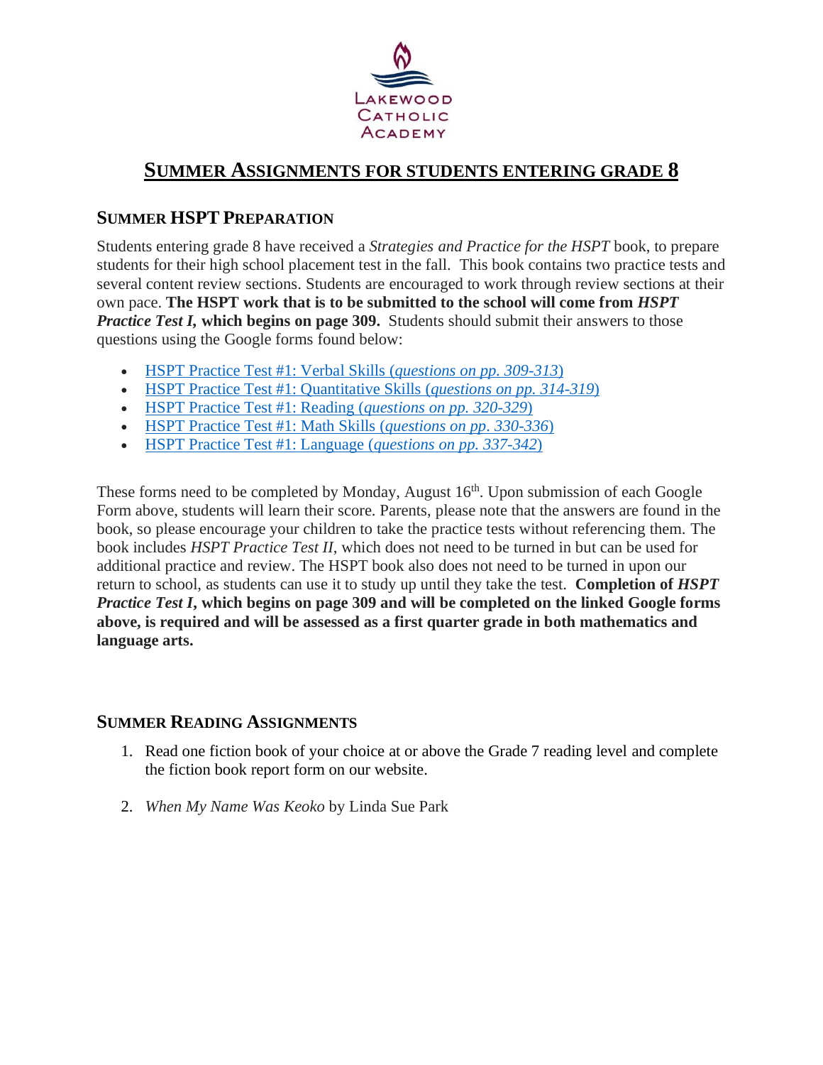Lakewood Catholic Academy

# SUMMER ASSIGNMENTS FOR STUDENTS ENTERING GRADE 8

## SUMMER HSPT PREPARATION

Students entering grade 8 have received a *Strategies and Practice for the HSPT* book, to prepare students for their high school placement test in the fall. This book contains two practice tests and several content review sections. Students are encouraged to work through review sections at their own pace. **The HSPT work that is to be submitted to the school will come from *HSPT Practice Test I*, which begins on page 309.** Students should submit their answers to those questions using the Google forms found below:

- HSPT Practice Test #1: Verbal Skills (*questions on pp. 309-313*)
- HSPT Practice Test #1: Quantitative Skills (*questions on pp. 314-319*)
- HSPT Practice Test #1: Reading (*questions on pp. 320-329*)
- HSPT Practice Test #1: Math Skills (*questions on pp. 330-336*)
- HSPT Practice Test #1: Language (*questions on pp. 337-342*)

These forms need to be completed by Monday, August 16th. Upon submission of each Google Form above, students will learn their score. Parents, please note that the answers are found in the book, so please encourage your children to take the practice tests without referencing them. The book includes *HSPT Practice Test II*, which does not need to be turned in but can be used for additional practice and review. The HSPT book also does not need to be turned in upon our return to school, as students can use it to study up until they take the test. **Completion of *HSPT Practice Test I*, which begins on page 309 and will be completed on the linked Google forms above, is required and will be assessed as a first quarter grade in both mathematics and language arts.**

## SUMMER READING ASSIGNMENTS

1. Read one fiction book of your choice at or above the Grade 7 reading level and complete the fiction book report form on our website.
2. *When My Name Was Keoko* by Linda Sue Park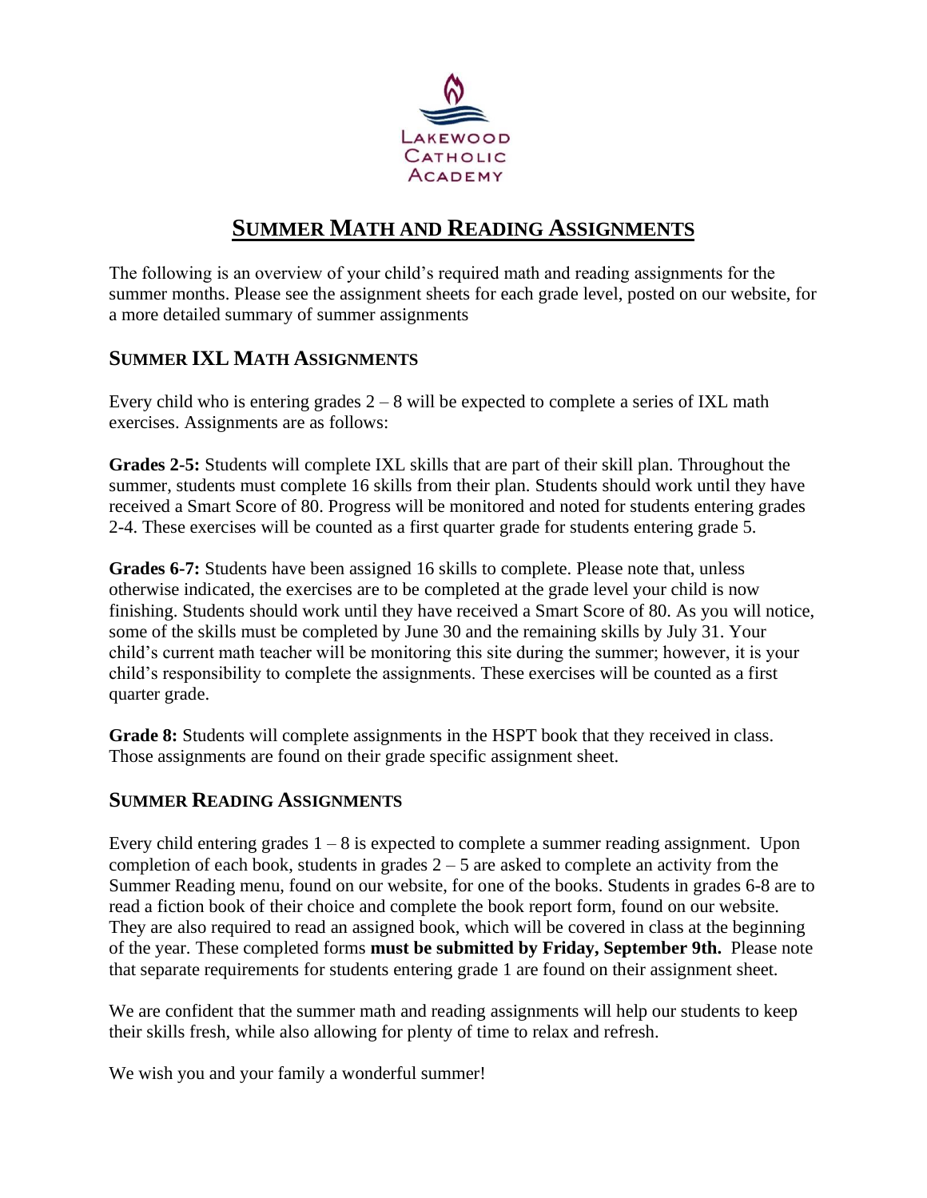Lakewood Catholic Academy

# SUMMER MATH AND READING ASSIGNMENTS

The following is an overview of your child's required math and reading assignments for the summer months. Please see the assignment sheets for each grade level, posted on our website, for a more detailed summary of summer assignments

## SUMMER IXL MATH ASSIGNMENTS

Every child who is entering grades 2 – 8 will be expected to complete a series of IXL math exercises. Assignments are as follows:

**Grades 2-5:** Students will complete IXL skills that are part of their skill plan. Throughout the summer, students must complete 16 skills from their plan. Students should work until they have received a Smart Score of 80. Progress will be monitored and noted for students entering grades 2-4. These exercises will be counted as a first quarter grade for students entering grade 5.

**Grades 6-7:** Students have been assigned 16 skills to complete. Please note that, unless otherwise indicated, the exercises are to be completed at the grade level your child is now finishing. Students should work until they have received a Smart Score of 80. As you will notice, some of the skills must be completed by June 30 and the remaining skills by July 31. Your child's current math teacher will be monitoring this site during the summer; however, it is your child's responsibility to complete the assignments. These exercises will be counted as a first quarter grade.

**Grade 8:** Students will complete assignments in the HSPT book that they received in class. Those assignments are found on their grade specific assignment sheet.

## SUMMER READING ASSIGNMENTS

Every child entering grades 1 – 8 is expected to complete a summer reading assignment. Upon completion of each book, students in grades 2 – 5 are asked to complete an activity from the Summer Reading menu, found on our website, for one of the books. Students in grades 6-8 are to read a fiction book of their choice and complete the book report form, found on our website. They are also required to read an assigned book, which will be covered in class at the beginning of the year. These completed forms **must be submitted by Friday, September 9th.** Please note that separate requirements for students entering grade 1 are found on their assignment sheet.

We are confident that the summer math and reading assignments will help our students to keep their skills fresh, while also allowing for plenty of time to relax and refresh.

We wish you and your family a wonderful summer!